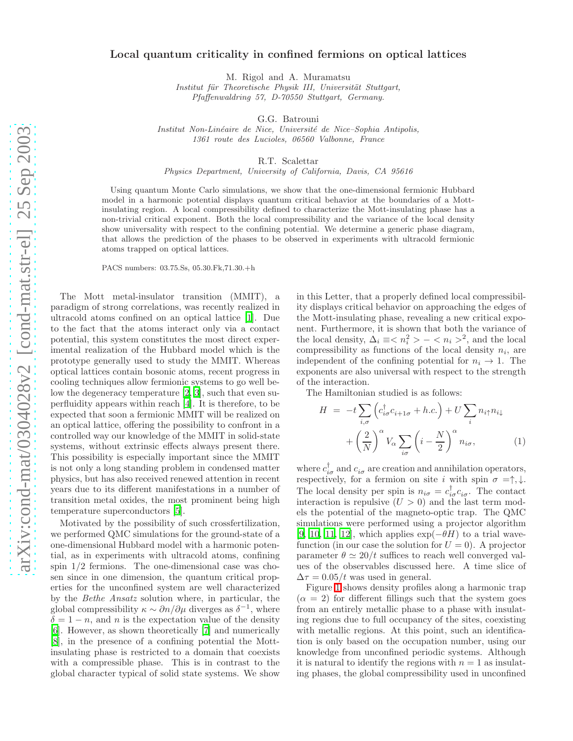# Local quantum criticality in confined fermions on optical lattices

M. Rigol and A. Muramatsu
*Institut für Theoretische Physik III, Universität Stuttgart, Pfaffenwaldring 57, D-70550 Stuttgart, Germany.*

G.G. Batrouni
*Institut Non-Linéaire de Nice, Université de Nice–Sophia Antipolis, 1361 route des Lucioles, 06560 Valbonne, France*

R.T. Scalettar
*Physics Department, University of California, Davis, CA 95616*

Using quantum Monte Carlo simulations, we show that the one-dimensional fermionic Hubbard model in a harmonic potential displays quantum critical behavior at the boundaries of a Mott-insulating region. A local compressibility defined to characterize the Mott-insulating phase has a non-trivial critical exponent. Both the local compressibility and the variance of the local density show universality with respect to the confining potential. We determine a generic phase diagram, that allows the prediction of the phases to be observed in experiments with ultracold fermionic atoms trapped on optical lattices.

PACS numbers: 03.75.Ss, 05.30.Fk,71.30.+h

The Mott metal-insulator transition (MMIT), a paradigm of strong correlations, was recently realized in ultracold atoms confined on an optical lattice [1]. Due to the fact that the atoms interact only via a contact potential, this system constitutes the most direct experimental realization of the Hubbard model which is the prototype generally used to study the MMIT. Whereas optical lattices contain bosonic atoms, recent progress in cooling techniques allow fermionic systems to go well below the degeneracy temperature [2, 3], such that even superfluidity appears within reach [4]. It is therefore, to be expected that soon a fermionic MMIT will be realized on an optical lattice, offering the possibility to confront in a controlled way our knowledge of the MMIT in solid-state systems, without extrinsic effects always present there. This possibility is especially important since the MMIT is not only a long standing problem in condensed matter physics, but has also received renewed attention in recent years due to its different manifestations in a number of transition metal oxides, the most prominent being high temperature superconductors [5].

Motivated by the possibility of such crossfertilization, we performed QMC simulations for the ground-state of a one-dimensional Hubbard model with a harmonic potential, as in experiments with ultracold atoms, confining spin 1/2 fermions. The one-dimensional case was chosen since in one dimension, the quantum critical properties for the unconfined system are well characterized by the *Bethe Ansatz* solution where, in particular, the global compressibility $\kappa \sim \partial n/\partial\mu$ diverges as $\delta^{-1}$, where $\delta = 1 - n$, and $n$ is the expectation value of the density [6]. However, as shown theoretically [7] and numerically [8], in the presence of a confining potential the Mott-insulating phase is restricted to a domain that coexists with a compressible phase. This is in contrast to the global character typical of solid state systems. We show in this Letter, that a properly defined local compressibility displays critical behavior on approaching the edges of the Mott-insulating phase, revealing a new critical exponent. Furthermore, it is shown that both the variance of the local density, $\Delta_i \equiv < n_i^2 > - < n_i >^2$, and the local compressibility as functions of the local density $n_i$, are independent of the confining potential for $n_i \to 1$. The exponents are also universal with respect to the strength of the interaction.

The Hamiltonian studied is as follows:

$$H = -t\sum_{i,\sigma}\left(c^\dagger_{i\sigma}c_{i+1\sigma} + h.c.\right) + U\sum_i n_{i\uparrow}n_{i\downarrow} + \left(\frac{2}{N}\right)^\alpha V_\alpha \sum_{i\sigma}\left(i-\frac{N}{2}\right)^\alpha n_{i\sigma}, \qquad (1)$$

where $c^\dagger_{i\sigma}$ and $c_{i\sigma}$ are creation and annihilation operators, respectively, for a fermion on site $i$ with spin $\sigma = \uparrow,\downarrow$. The local density per spin is $n_{i\sigma} = c^\dagger_{i\sigma}c_{i\sigma}$. The contact interaction is repulsive ($U > 0$) and the last term models the potential of the magneto-optic trap. The QMC simulations were performed using a projector algorithm [9, 10, 11, 12], which applies $\exp(-\theta H)$ to a trial wavefunction (in our case the solution for $U = 0$). A projector parameter $\theta \simeq 20/t$ suffices to reach well converged values of the observables discussed here. A time slice of $\Delta\tau = 0.05/t$ was used in general.

Figure 1 shows density profiles along a harmonic trap ($\alpha = 2$) for different fillings such that the system goes from an entirely metallic phase to a phase with insulating regions due to full occupancy of the sites, coexisting with metallic regions. At this point, such an identification is only based on the occupation number, using our knowledge from unconfined periodic systems. Although it is natural to identify the regions with $n = 1$ as insulating phases, the global compressibility used in unconfined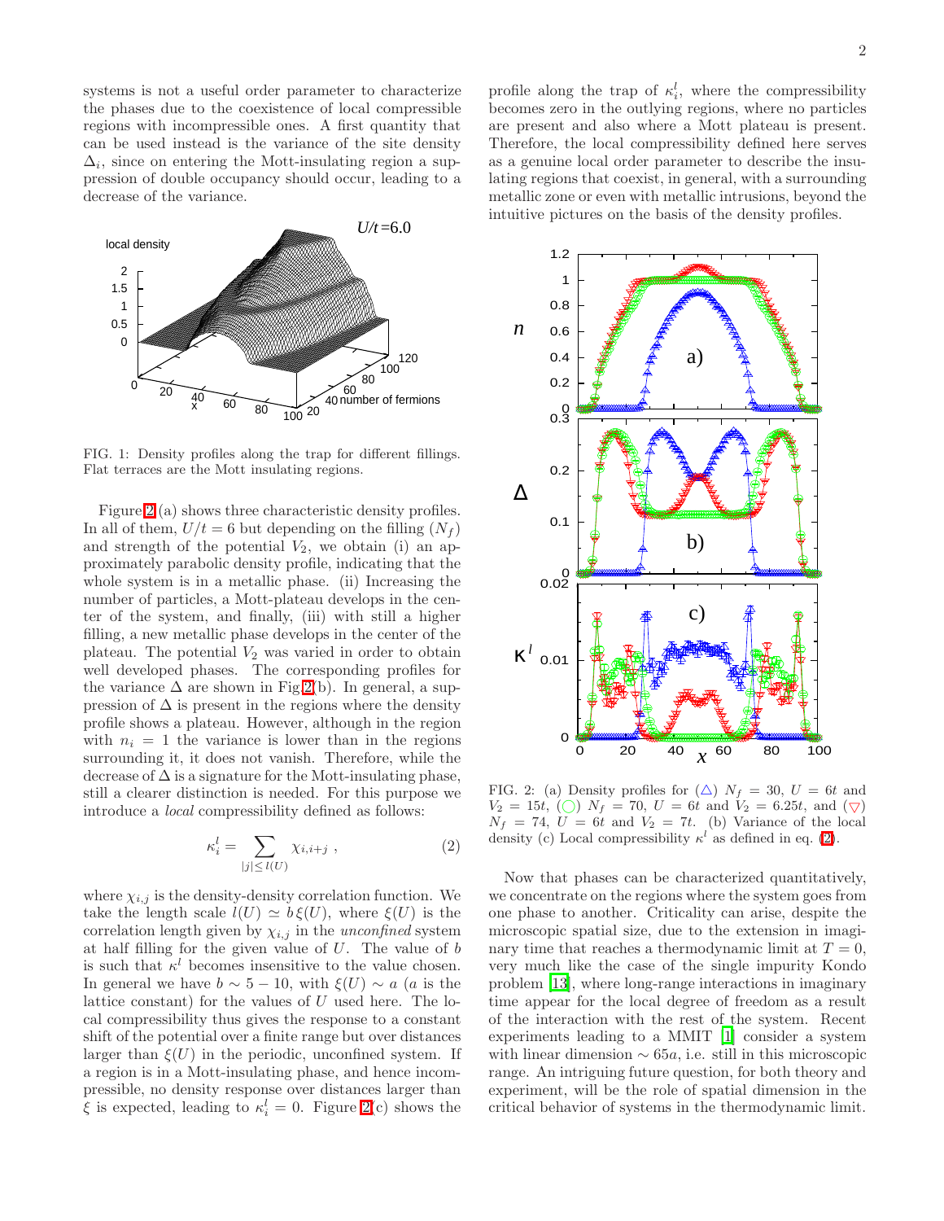systems is not a useful order parameter to characterize the phases due to the coexistence of local compressible regions with incompressible ones. A first quantity that can be used instead is the variance of the site density $\Delta_i$, since on entering the Mott-insulating region a suppression of double occupancy should occur, leading to a decrease of the variance.

FIG. 1: Density profiles along the trap for different fillings. Flat terraces are the Mott insulating regions.

Figure 2 (a) shows three characteristic density profiles. In all of them, $U/t = 6$ but depending on the filling ($N_f$) and strength of the potential $V_2$, we obtain (i) an approximately parabolic density profile, indicating that the whole system is in a metallic phase. (ii) Increasing the number of particles, a Mott-plateau develops in the center of the system, and finally, (iii) with still a higher filling, a new metallic phase develops in the center of the plateau. The potential $V_2$ was varied in order to obtain well developed phases. The corresponding profiles for the variance $\Delta$ are shown in Fig.2(b). In general, a suppression of $\Delta$ is present in the regions where the density profile shows a plateau. However, although in the region with $n_i = 1$ the variance is lower than in the regions surrounding it, it does not vanish. Therefore, while the decrease of $\Delta$ is a signature for the Mott-insulating phase, still a clearer distinction is needed. For this purpose we introduce a *local* compressibility defined as follows:

$$\kappa_i^l = \sum_{|j| \leq l(U)} \chi_{i,i+j} \ , \tag{2}$$

where $\chi_{i,j}$ is the density-density correlation function. We take the length scale $l(U) \simeq b\,\xi(U)$, where $\xi(U)$ is the correlation length given by $\chi_{i,j}$ in the *unconfined* system at half filling for the given value of $U$. The value of $b$ is such that $\kappa^l$ becomes insensitive to the value chosen. In general we have $b \sim 5-10$, with $\xi(U) \sim a$ ($a$ is the lattice constant) for the values of $U$ used here. The local compressibility thus gives the response to a constant shift of the potential over a finite range but over distances larger than $\xi(U)$ in the periodic, unconfined system. If a region is in a Mott-insulating phase, and hence incompressible, no density response over distances larger than $\xi$ is expected, leading to $\kappa_i^l = 0$. Figure 2(c) shows the profile along the trap of $\kappa_i^l$, where the compressibility becomes zero in the outlying regions, where no particles are present and also where a Mott plateau is present. Therefore, the local compressibility defined here serves as a genuine local order parameter to describe the insulating regions that coexist, in general, with a surrounding metallic zone or even with metallic intrusions, beyond the intuitive pictures on the basis of the density profiles.

FIG. 2: (a) Density profiles for (△) $N_f = 30$, $U = 6t$ and $V_2 = 15t$, (◯) $N_f = 70$, $U = 6t$ and $V_2 = 6.25t$, and (▽) $N_f = 74$, $U = 6t$ and $V_2 = 7t$. (b) Variance of the local density (c) Local compressibility $\kappa^l$ as defined in eq. (2).

Now that phases can be characterized quantitatively, we concentrate on the regions where the system goes from one phase to another. Criticality can arise, despite the microscopic spatial size, due to the extension in imaginary time that reaches a thermodynamic limit at $T = 0$, very much like the case of the single impurity Kondo problem [13], where long-range interactions in imaginary time appear for the local degree of freedom as a result of the interaction with the rest of the system. Recent experiments leading to a MMIT [1] consider a system with linear dimension $\sim 65a$, i.e. still in this microscopic range. An intriguing future question, for both theory and experiment, will be the role of spatial dimension in the critical behavior of systems in the thermodynamic limit.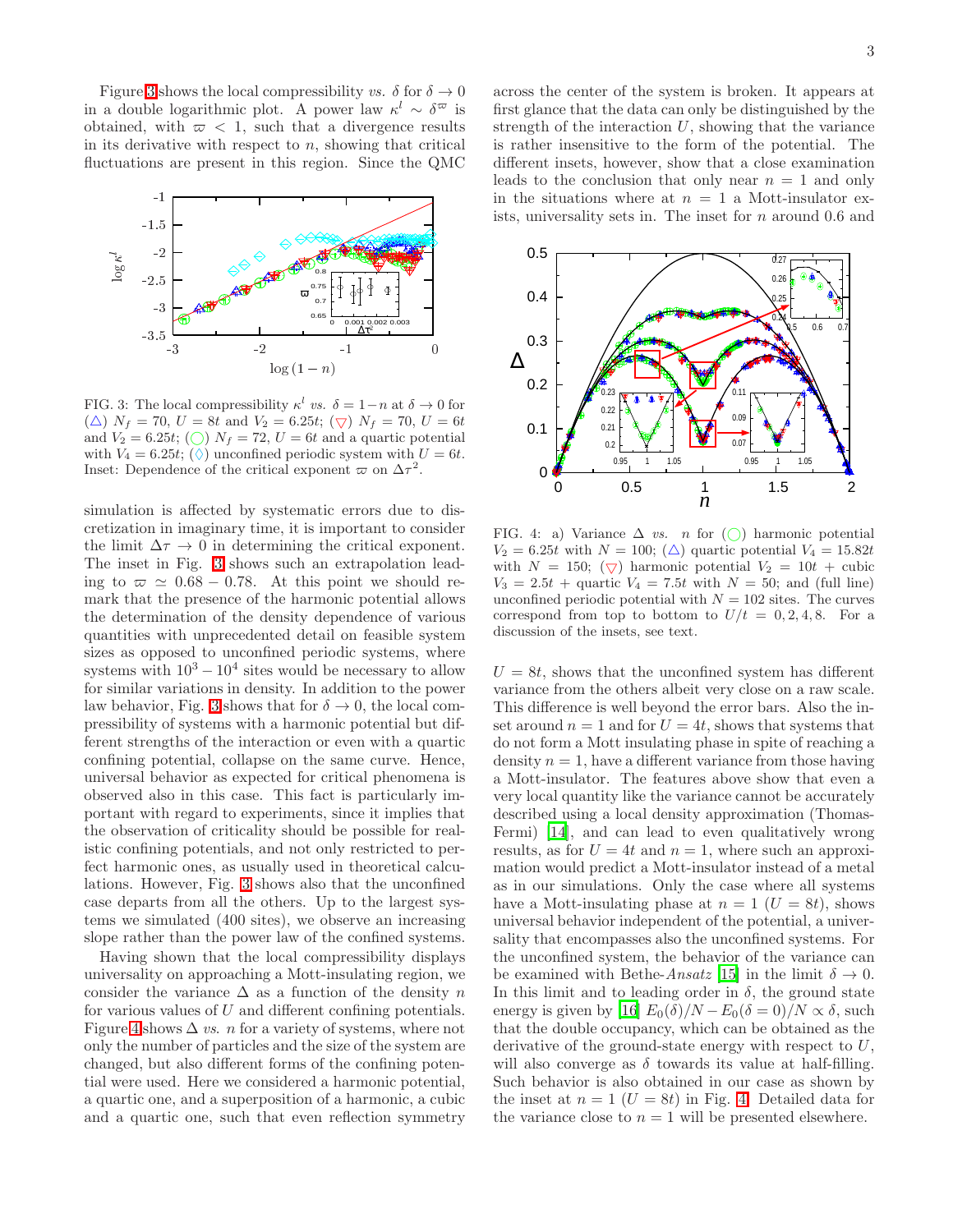Figure 3 shows the local compressibility *vs.* $\delta$ for $\delta \to 0$ in a double logarithmic plot. A power law $\kappa^l \sim \delta^{\varpi}$ is obtained, with $\varpi < 1$, such that a divergence results in its derivative with respect to $n$, showing that critical fluctuations are present in this region. Since the QMC simulation is affected by systematic errors due to discretization in imaginary time, it is important to consider the limit $\Delta\tau \to 0$ in determining the critical exponent. The inset in Fig. 3 shows such an extrapolation leading to $\varpi \simeq 0.68 - 0.78$. At this point we should remark that the presence of the harmonic potential allows the determination of the density dependence of various quantities with unprecedented detail on feasible system sizes as opposed to unconfined periodic systems, where systems with $10^3 - 10^4$ sites would be necessary to allow for similar variations in density. In addition to the power law behavior, Fig. 3 shows that for $\delta \to 0$, the local compressibility of systems with a harmonic potential but different strengths of the interaction or even with a quartic confining potential, collapse on the same curve. Hence, universal behavior as expected for critical phenomena is observed also in this case. This fact is particularly important with regard to experiments, since it implies that the observation of criticality should be possible for realistic confining potentials, and not only restricted to perfect harmonic ones, as usually used in theoretical calculations. However, Fig. 3 shows also that the unconfined case departs from all the others. Up to the largest systems we simulated (400 sites), we observe an increasing slope rather than the power law of the confined systems.

FIG. 3: The local compressibility $\kappa^l$ *vs.* $\delta = 1-n$ at $\delta \to 0$ for (△) $N_f = 70$, $U = 8t$ and $V_2 = 6.25t$; (▽) $N_f = 70$, $U = 6t$ and $V_2 = 6.25t$; (◯) $N_f = 72$, $U = 6t$ and a quartic potential with $V_4 = 6.25t$; (◊) unconfined periodic system with $U = 6t$. Inset: Dependence of the critical exponent $\varpi$ on $\Delta\tau^2$.

Having shown that the local compressibility displays universality on approaching a Mott-insulating region, we consider the variance $\Delta$ as a function of the density $n$ for various values of $U$ and different confining potentials. Figure 4 shows $\Delta$ *vs.* $n$ for a variety of systems, where not only the number of particles and the size of the system are changed, but also different forms of the confining potential were used. Here we considered a harmonic potential, a quartic one, and a superposition of a harmonic, a cubic and a quartic one, such that even reflection symmetry across the center of the system is broken. It appears at first glance that the data can only be distinguished by the strength of the interaction $U$, showing that the variance is rather insensitive to the form of the potential. The different insets, however, show that a close examination leads to the conclusion that only near $n = 1$ and only in the situations where at $n = 1$ a Mott-insulator exists, universality sets in. The inset for $n$ around 0.6 and $U = 8t$, shows that the unconfined system has different variance from the others albeit very close on a raw scale. This difference is well beyond the error bars. Also the inset around $n = 1$ and for $U = 4t$, shows that systems that do not form a Mott insulating phase in spite of reaching a density $n = 1$, have a different variance from those having a Mott-insulator. The features above show that even a very local quantity like the variance cannot be accurately described using a local density approximation (Thomas-Fermi) [14], and can lead to even qualitatively wrong results, as for $U = 4t$ and $n = 1$, where such an approximation would predict a Mott-insulator instead of a metal as in our simulations. Only the case where all systems have a Mott-insulating phase at $n = 1$ ($U = 8t$), shows universal behavior independent of the potential, a universality that encompasses also the unconfined systems. For the unconfined system, the behavior of the variance can be examined with Bethe-*Ansatz* [15] in the limit $\delta \to 0$. In this limit and to leading order in $\delta$, the ground state energy is given by [16] $E_0(\delta)/N - E_0(\delta = 0)/N \propto \delta$, such that the double occupancy, which can be obtained as the derivative of the ground-state energy with respect to $U$, will also converge as $\delta$ towards its value at half-filling. Such behavior is also obtained in our case as shown by the inset at $n = 1$ ($U = 8t$) in Fig. 4. Detailed data for the variance close to $n = 1$ will be presented elsewhere.

FIG. 4: a) Variance $\Delta$ *vs.* $n$ for (◯) harmonic potential $V_2 = 6.25t$ with $N = 100$; (△) quartic potential $V_4 = 15.82t$ with $N = 150$; (▽) harmonic potential $V_2 = 10t$ + cubic $V_3 = 2.5t$ + quartic $V_4 = 7.5t$ with $N = 50$; and (full line) unconfined periodic potential with $N = 102$ sites. The curves correspond from top to bottom to $U/t = 0, 2, 4, 8$. For a discussion of the insets, see text.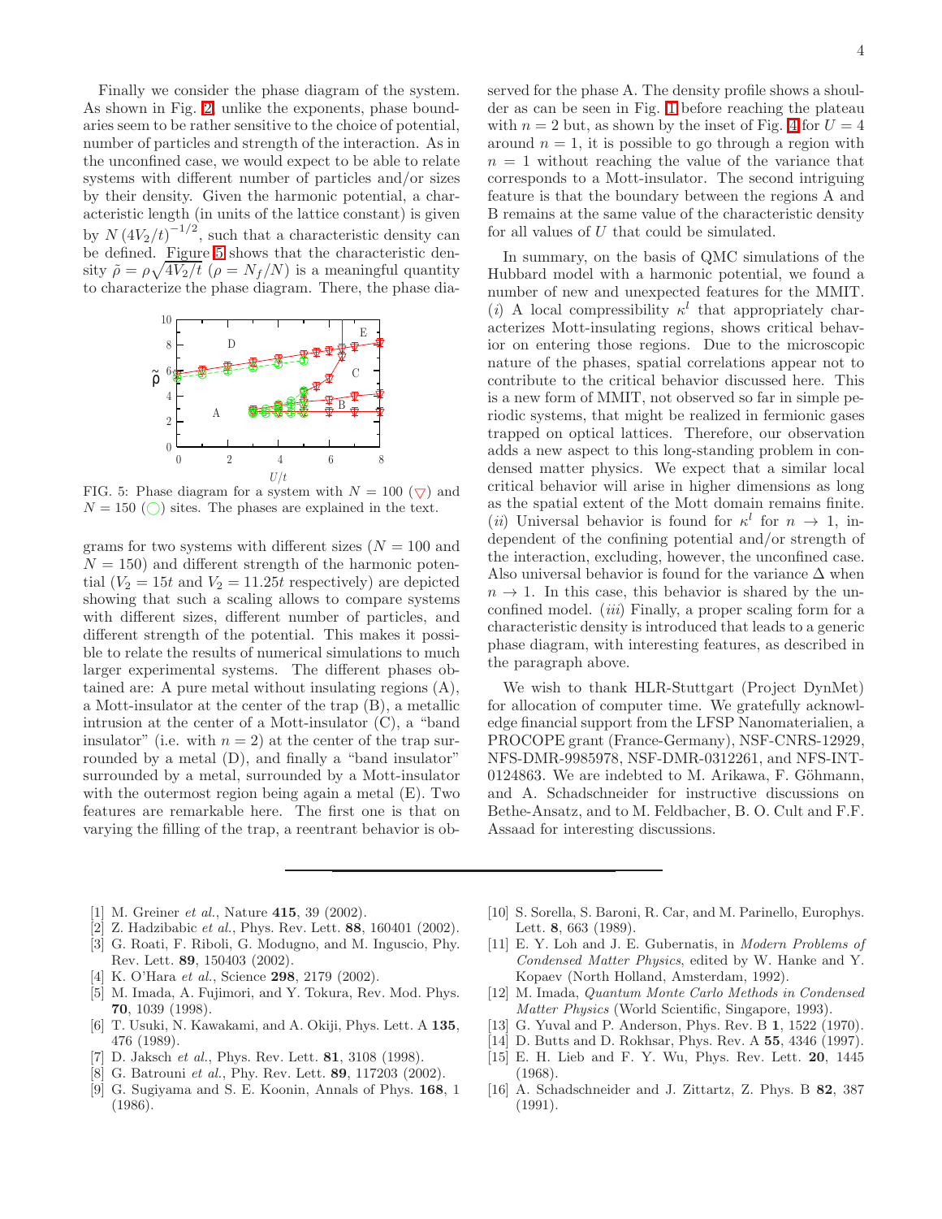Finally we consider the phase diagram of the system. As shown in Fig. 2, unlike the exponents, phase boundaries seem to be rather sensitive to the choice of potential, number of particles and strength of the interaction. As in the unconfined case, we would expect to be able to relate systems with different number of particles and/or sizes by their density. Given the harmonic potential, a characteristic length (in units of the lattice constant) is given by $N\,(4V_2/t)^{-1/2}$, such that a characteristic density can be defined. Figure 5 shows that the characteristic density $\tilde{\rho} = \rho\sqrt{4V_2/t}$ ($\rho = N_f/N$) is a meaningful quantity to characterize the phase diagram. There, the phase diagrams for two systems with different sizes ($N = 100$ and $N = 150$) and different strength of the harmonic potential ($V_2 = 15t$ and $V_2 = 11.25t$ respectively) are depicted showing that such a scaling allows to compare systems with different sizes, different number of particles, and different strength of the potential. This makes it possible to relate the results of numerical simulations to much larger experimental systems. The different phases obtained are: A pure metal without insulating regions (A), a Mott-insulator at the center of the trap (B), a metallic intrusion at the center of a Mott-insulator (C), a "band insulator" (i.e. with $n = 2$) at the center of the trap surrounded by a metal (D), and finally a "band insulator" surrounded by a metal, surrounded by a Mott-insulator with the outermost region being again a metal (E). Two features are remarkable here. The first one is that on varying the filling of the trap, a reentrant behavior is observed for the phase A. The density profile shows a shoulder as can be seen in Fig. 1 before reaching the plateau with $n = 2$ but, as shown by the inset of Fig. 4 for $U = 4$ around $n = 1$, it is possible to go through a region with $n = 1$ without reaching the value of the variance that corresponds to a Mott-insulator. The second intriguing feature is that the boundary between the regions A and B remains at the same value of the characteristic density for all values of $U$ that could be simulated.

10
8
6
4
2
0
$\tilde{\rho}$
0
2
4
6
8
$U/t$
D
E
C
A
B

FIG. 5: Phase diagram for a system with $N = 100$ (▽) and $N = 150$ (○) sites. The phases are explained in the text.

In summary, on the basis of QMC simulations of the Hubbard model with a harmonic potential, we found a number of new and unexpected features for the MMIT. (*i*) A local compressibility $\kappa^l$ that appropriately characterizes Mott-insulating regions, shows critical behavior on entering those regions. Due to the microscopic nature of the phases, spatial correlations appear not to contribute to the critical behavior discussed here. This is a new form of MMIT, not observed so far in simple periodic systems, that might be realized in fermionic gases trapped on optical lattices. Therefore, our observation adds a new aspect to this long-standing problem in condensed matter physics. We expect that a similar local critical behavior will arise in higher dimensions as long as the spatial extent of the Mott domain remains finite. (*ii*) Universal behavior is found for $\kappa^l$ for $n \to 1$, independent of the confining potential and/or strength of the interaction, excluding, however, the unconfined case. Also universal behavior is found for the variance $\Delta$ when $n \to 1$. In this case, this behavior is shared by the unconfined model. (*iii*) Finally, a proper scaling form for a characteristic density is introduced that leads to a generic phase diagram, with interesting features, as described in the paragraph above.

We wish to thank HLR-Stuttgart (Project DynMet) for allocation of computer time. We gratefully acknowledge financial support from the LFSP Nanomaterialien, a PROCOPE grant (France-Germany), NSF-CNRS-12929, NFS-DMR-9985978, NSF-DMR-0312261, and NFS-INT-0124863. We are indebted to M. Arikawa, F. Göhmann, and A. Schadschneider for instructive discussions on Bethe-Ansatz, and to M. Feldbacher, B. O. Cult and F.F. Assaad for interesting discussions.

---

[1] M. Greiner *et al.*, Nature **415**, 39 (2002).
[2] Z. Hadzibabic *et al.*, Phys. Rev. Lett. **88**, 160401 (2002).
[3] G. Roati, F. Riboli, G. Modugno, and M. Inguscio, Phy. Rev. Lett. **89**, 150403 (2002).
[4] K. O'Hara *et al.*, Science **298**, 2179 (2002).
[5] M. Imada, A. Fujimori, and Y. Tokura, Rev. Mod. Phys. **70**, 1039 (1998).
[6] T. Usuki, N. Kawakami, and A. Okiji, Phys. Lett. A **135**, 476 (1989).
[7] D. Jaksch *et al.*, Phys. Rev. Lett. **81**, 3108 (1998).
[8] G. Batrouni *et al.*, Phy. Rev. Lett. **89**, 117203 (2002).
[9] G. Sugiyama and S. E. Koonin, Annals of Phys. **168**, 1 (1986).
[10] S. Sorella, S. Baroni, R. Car, and M. Parinello, Europhys. Lett. **8**, 663 (1989).
[11] E. Y. Loh and J. E. Gubernatis, in *Modern Problems of Condensed Matter Physics*, edited by W. Hanke and Y. Kopaev (North Holland, Amsterdam, 1992).
[12] M. Imada, *Quantum Monte Carlo Methods in Condensed Matter Physics* (World Scientific, Singapore, 1993).
[13] G. Yuval and P. Anderson, Phys. Rev. B **1**, 1522 (1970).
[14] D. Butts and D. Rokhsar, Phys. Rev. A **55**, 4346 (1997).
[15] E. H. Lieb and F. Y. Wu, Phys. Rev. Lett. **20**, 1445 (1968).
[16] A. Schadschneider and J. Zittartz, Z. Phys. B **82**, 387 (1991).